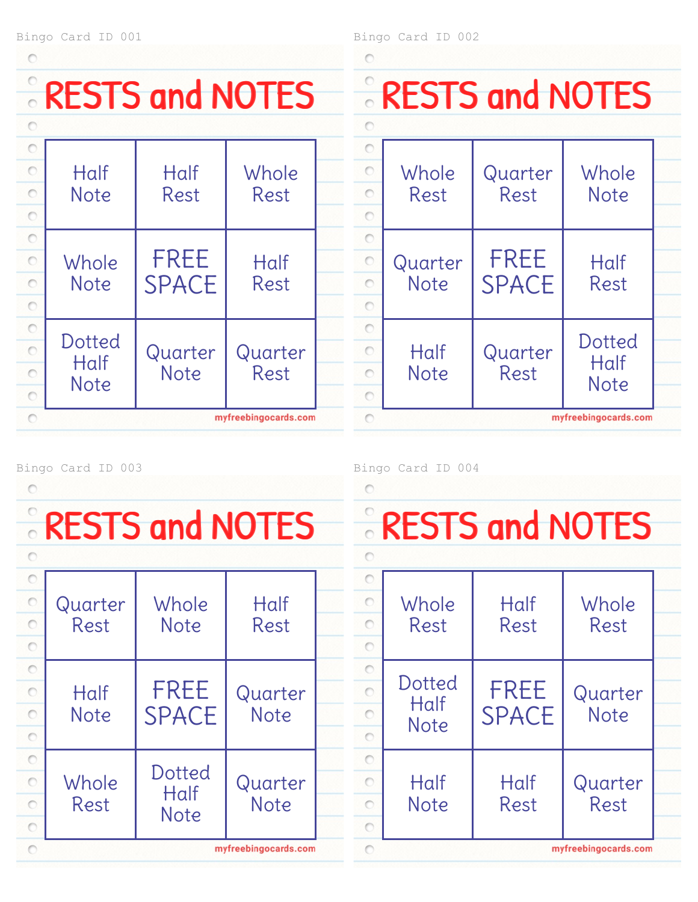Bingo Card ID 001

# RESTS and NOTES

| | | |
|---|---|---|
| Half Note | Half Rest | Whole Rest |
| Whole Note | FREE SPACE | Half Rest |
| Dotted Half Note | Quarter Note | Quarter Rest |

myfreebingocards.com

Bingo Card ID 002

# RESTS and NOTES

| | | |
|---|---|---|
| Whole Rest | Quarter Rest | Whole Note |
| Quarter Note | FREE SPACE | Half Rest |
| Half Note | Quarter Rest | Dotted Half Note |

myfreebingocards.com

Bingo Card ID 003

# RESTS and NOTES

| | | |
|---|---|---|
| Quarter Rest | Whole Note | Half Rest |
| Half Note | FREE SPACE | Quarter Note |
| Whole Rest | Dotted Half Note | Quarter Note |

myfreebingocards.com

Bingo Card ID 004

# RESTS and NOTES

| | | |
|---|---|---|
| Whole Rest | Half Rest | Whole Rest |
| Dotted Half Note | FREE SPACE | Quarter Note |
| Half Note | Half Rest | Quarter Rest |

myfreebingocards.com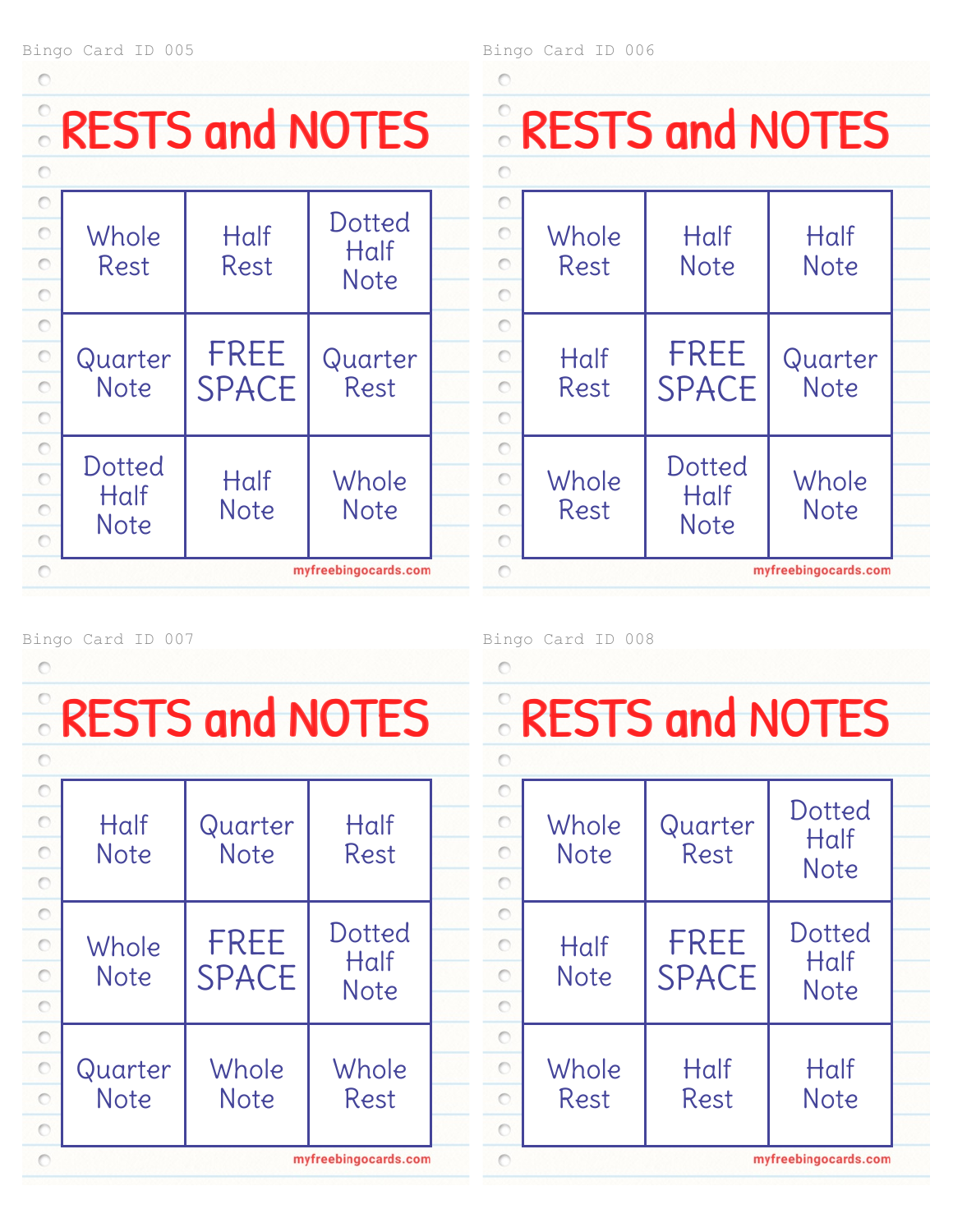Bingo Card ID 005

# RESTS and NOTES

| | | |
|---|---|---|
| Whole Rest | Half Rest | Dotted Half Note |
| Quarter Note | FREE SPACE | Quarter Rest |
| Dotted Half Note | Half Note | Whole Note |

myfreebingocards.com

Bingo Card ID 006

# RESTS and NOTES

| | | |
|---|---|---|
| Whole Rest | Half Note | Half Note |
| Half Rest | FREE SPACE | Quarter Note |
| Whole Rest | Dotted Half Note | Whole Note |

myfreebingocards.com

Bingo Card ID 007

# RESTS and NOTES

| | | |
|---|---|---|
| Half Note | Quarter Note | Half Rest |
| Whole Note | FREE SPACE | Dotted Half Note |
| Quarter Note | Whole Note | Whole Rest |

myfreebingocards.com

Bingo Card ID 008

# RESTS and NOTES

| | | |
|---|---|---|
| Whole Note | Quarter Rest | Dotted Half Note |
| Half Note | FREE SPACE | Dotted Half Note |
| Whole Rest | Half Rest | Half Note |

myfreebingocards.com